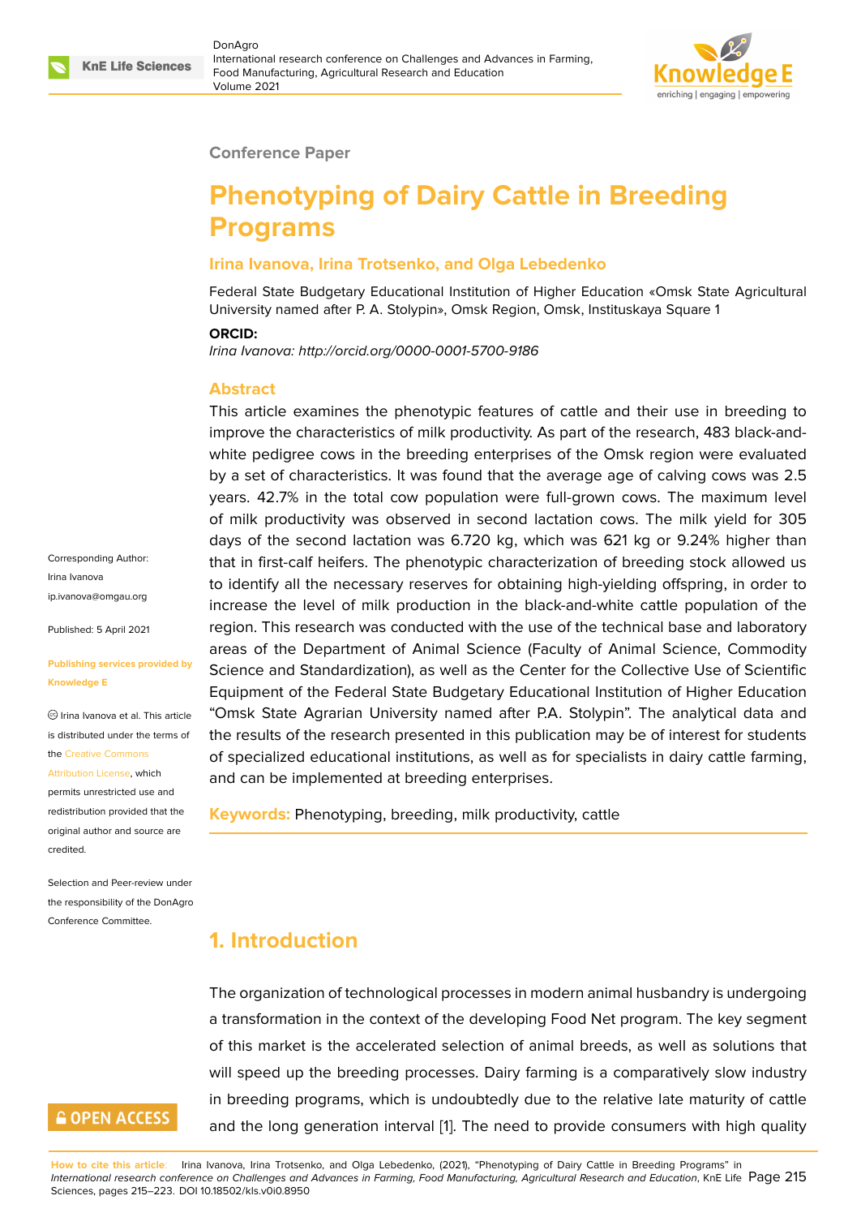Conference Paper

# Phenotyping of Dairy Cattle in Breeding Programs

**Irina Ivanova, Irina Trotsenko, and Olga Lebedenko**

Federal State Budgetary Educational Institution of Higher Education «Omsk State Agricultural University named after P. A. Stolypin», Omsk Region, Omsk, Instituskaya Square 1

**ORCID:**

*Irina Ivanova: http://orcid.org/0000-0001-5700-9186*

## Abstract

This article examines the phenotypic features of cattle and their use in breeding to improve the characteristics of milk productivity. As part of the research, 483 black-and-white pedigree cows in the breeding enterprises of the Omsk region were evaluated by a set of characteristics. It was found that the average age of calving cows was 2.5 years. 42.7% in the total cow population were full-grown cows. The maximum level of milk productivity was observed in second lactation cows. The milk yield for 305 days of the second lactation was 6.720 kg, which was 621 kg or 9.24% higher than that in first-calf heifers. The phenotypic characterization of breeding stock allowed us to identify all the necessary reserves for obtaining high-yielding offspring, in order to increase the level of milk production in the black-and-white cattle population of the region. This research was conducted with the use of the technical base and laboratory areas of the Department of Animal Science (Faculty of Animal Science, Commodity Science and Standardization), as well as the Center for the Collective Use of Scientific Equipment of the Federal State Budgetary Educational Institution of Higher Education "Omsk State Agrarian University named after P.A. Stolypin". The analytical data and the results of the research presented in this publication may be of interest for students of specialized educational institutions, as well as for specialists in dairy cattle farming, and can be implemented at breeding enterprises.

**Keywords:** Phenotyping, breeding, milk productivity, cattle

Corresponding Author:
Irina Ivanova
ip.ivanova@omgau.org

Published: 5 April 2021

Publishing services provided by Knowledge E

Irina Ivanova et al. This article is distributed under the terms of the Creative Commons Attribution License, which permits unrestricted use and redistribution provided that the original author and source are credited.

Selection and Peer-review under the responsibility of the DonAgro Conference Committee.

## 1. Introduction

The organization of technological processes in modern animal husbandry is undergoing a transformation in the context of the developing Food Net program. The key segment of this market is the accelerated selection of animal breeds, as well as solutions that will speed up the breeding processes. Dairy farming is a comparatively slow industry in breeding programs, which is undoubtedly due to the relative late maturity of cattle and the long generation interval [1]. The need to provide consumers with high quality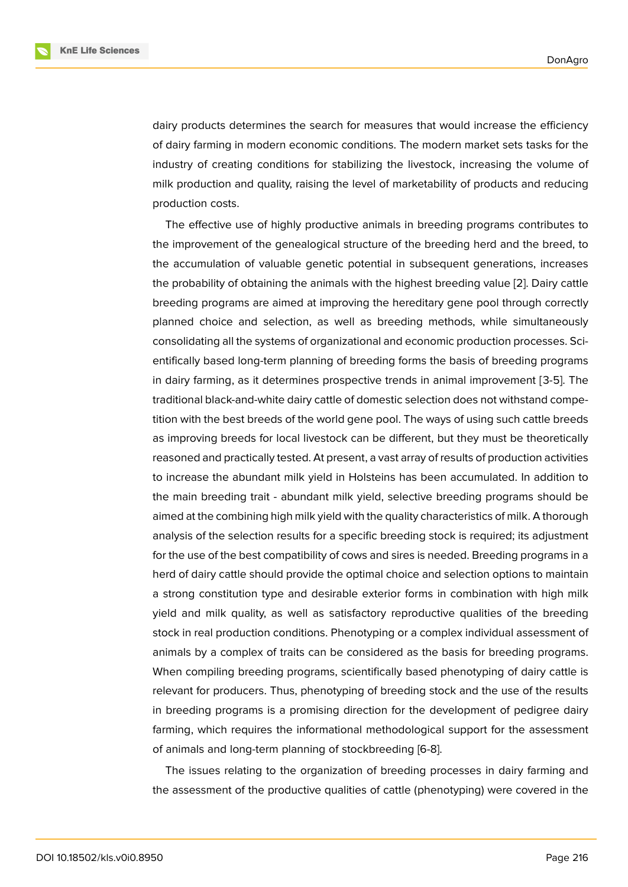dairy products determines the search for measures that would increase the efficiency of dairy farming in modern economic conditions. The modern market sets tasks for the industry of creating conditions for stabilizing the livestock, increasing the volume of milk production and quality, raising the level of marketability of products and reducing production costs.

The effective use of highly productive animals in breeding programs contributes to the improvement of the genealogical structure of the breeding herd and the breed, to the accumulation of valuable genetic potential in subsequent generations, increases the probability of obtaining the animals with the highest breeding value [2]. Dairy cattle breeding programs are aimed at improving the hereditary gene pool through correctly planned choice and selection, as well as breeding methods, while simultaneously consolidating all the systems of organizational and economic production processes. Scientifically based long-term planning of breeding forms the basis of breeding programs in dairy farming, as it determines prospective trends in animal improvement [3-5]. The traditional black-and-white dairy cattle of domestic selection does not withstand competition with the best breeds of the world gene pool. The ways of using such cattle breeds as improving breeds for local livestock can be different, but they must be theoretically reasoned and practically tested. At present, a vast array of results of production activities to increase the abundant milk yield in Holsteins has been accumulated. In addition to the main breeding trait - abundant milk yield, selective breeding programs should be aimed at the combining high milk yield with the quality characteristics of milk. A thorough analysis of the selection results for a specific breeding stock is required; its adjustment for the use of the best compatibility of cows and sires is needed. Breeding programs in a herd of dairy cattle should provide the optimal choice and selection options to maintain a strong constitution type and desirable exterior forms in combination with high milk yield and milk quality, as well as satisfactory reproductive qualities of the breeding stock in real production conditions. Phenotyping or a complex individual assessment of animals by a complex of traits can be considered as the basis for breeding programs. When compiling breeding programs, scientifically based phenotyping of dairy cattle is relevant for producers. Thus, phenotyping of breeding stock and the use of the results in breeding programs is a promising direction for the development of pedigree dairy farming, which requires the informational methodological support for the assessment of animals and long-term planning of stockbreeding [6-8].

The issues relating to the organization of breeding processes in dairy farming and the assessment of the productive qualities of cattle (phenotyping) were covered in the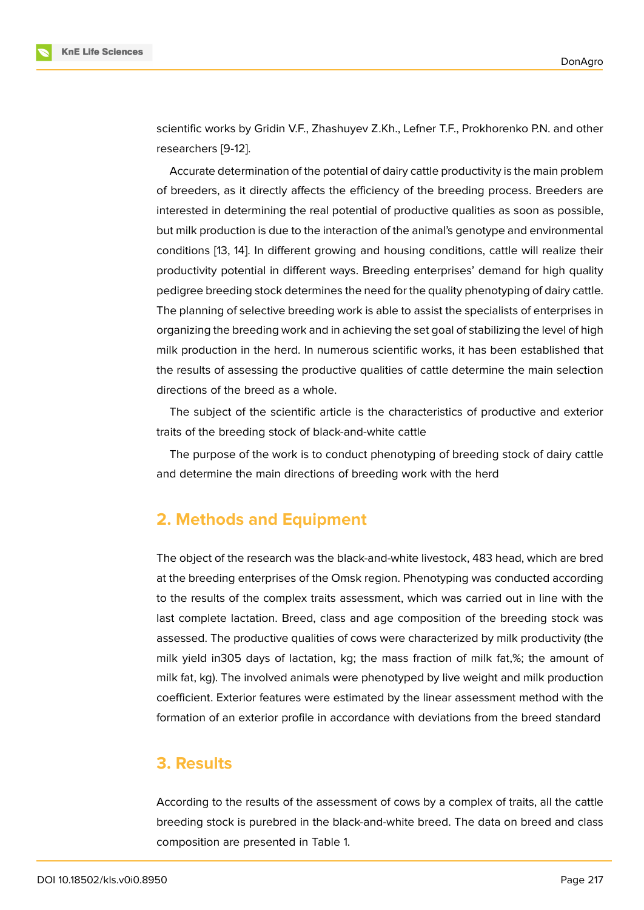scientific works by Gridin V.F., Zhashuyev Z.Kh., Lefner T.F., Prokhorenko P.N. and other researchers [9-12].

Accurate determination of the potential of dairy cattle productivity is the main problem of breeders, as it directly affects the efficiency of the breeding process. Breeders are interested in determining the real potential of productive qualities as soon as possible, but milk production is due to the interaction of the animal's genotype and environmental conditions [13, 14]. In different growing and housing conditions, cattle will realize their productivity potential in different ways. Breeding enterprises' demand for high quality pedigree breeding stock determines the need for the quality phenotyping of dairy cattle. The planning of selective breeding work is able to assist the specialists of enterprises in organizing the breeding work and in achieving the set goal of stabilizing the level of high milk production in the herd. In numerous scientific works, it has been established that the results of assessing the productive qualities of cattle determine the main selection directions of the breed as a whole.

The subject of the scientific article is the characteristics of productive and exterior traits of the breeding stock of black-and-white cattle

The purpose of the work is to conduct phenotyping of breeding stock of dairy cattle and determine the main directions of breeding work with the herd

## 2. Methods and Equipment

The object of the research was the black-and-white livestock, 483 head, which are bred at the breeding enterprises of the Omsk region. Phenotyping was conducted according to the results of the complex traits assessment, which was carried out in line with the last complete lactation. Breed, class and age composition of the breeding stock was assessed. The productive qualities of cows were characterized by milk productivity (the milk yield in305 days of lactation, kg; the mass fraction of milk fat,%; the amount of milk fat, kg). The involved animals were phenotyped by live weight and milk production coefficient. Exterior features were estimated by the linear assessment method with the formation of an exterior profile in accordance with deviations from the breed standard

## 3. Results

According to the results of the assessment of cows by a complex of traits, all the cattle breeding stock is purebred in the black-and-white breed. The data on breed and class composition are presented in Table 1.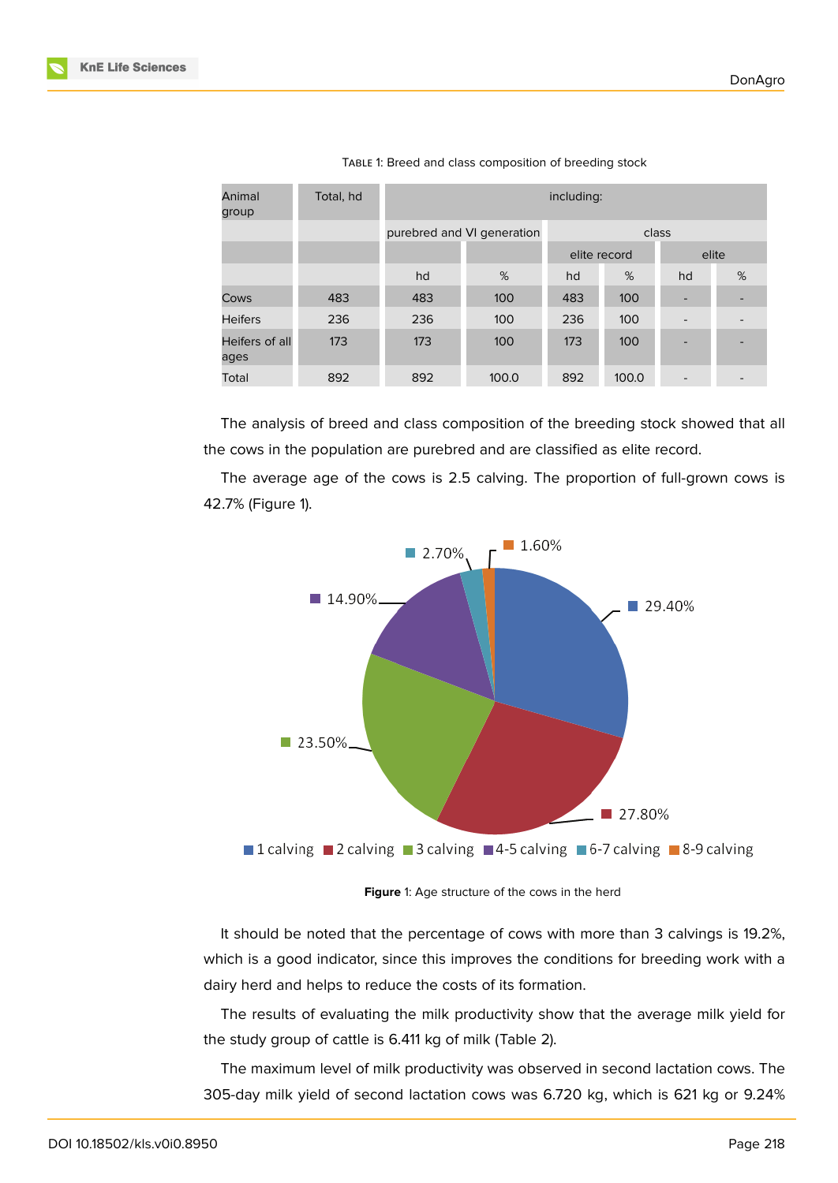Table 1: Breed and class composition of breeding stock

| Animal group | Total, hd | including: | | | | | |
|---|---|---|---|---|---|---|---|
| | | purebred and VI generation | | class | | | |
| | | | | elite record | | elite | |
| | | hd | % | hd | % | hd | % |
| Cows | 483 | 483 | 100 | 483 | 100 | - | - |
| Heifers | 236 | 236 | 100 | 236 | 100 | - | - |
| Heifers of all ages | 173 | 173 | 100 | 173 | 100 | - | - |
| Total | 892 | 892 | 100.0 | 892 | 100.0 | - | - |

The analysis of breed and class composition of the breeding stock showed that all the cows in the population are purebred and are classified as elite record.

The average age of the cows is 2.5 calving. The proportion of full-grown cows is 42.7% (Figure 1).

Figure 1: Age structure of the cows in the herd

It should be noted that the percentage of cows with more than 3 calvings is 19.2%, which is a good indicator, since this improves the conditions for breeding work with a dairy herd and helps to reduce the costs of its formation.

The results of evaluating the milk productivity show that the average milk yield for the study group of cattle is 6.411 kg of milk (Table 2).

The maximum level of milk productivity was observed in second lactation cows. The 305-day milk yield of second lactation cows was 6.720 kg, which is 621 kg or 9.24%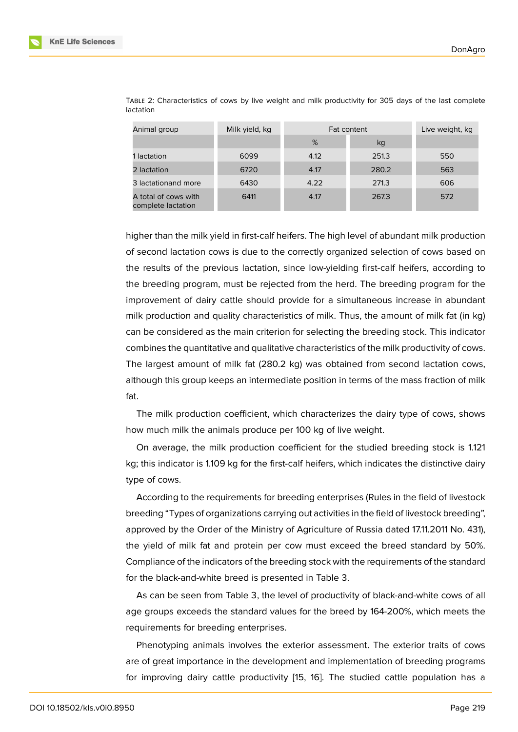Table 2: Characteristics of cows by live weight and milk productivity for 305 days of the last complete lactation

| Animal group | Milk yield, kg | Fat content | | Live weight, kg |
|---|---|---|---|---|
| | | % | kg | |
| 1 lactation | 6099 | 4.12 | 251.3 | 550 |
| 2 lactation | 6720 | 4.17 | 280.2 | 563 |
| 3 lactationand more | 6430 | 4.22 | 271.3 | 606 |
| A total of cows with complete lactation | 6411 | 4.17 | 267.3 | 572 |

higher than the milk yield in first-calf heifers. The high level of abundant milk production of second lactation cows is due to the correctly organized selection of cows based on the results of the previous lactation, since low-yielding first-calf heifers, according to the breeding program, must be rejected from the herd. The breeding program for the improvement of dairy cattle should provide for a simultaneous increase in abundant milk production and quality characteristics of milk. Thus, the amount of milk fat (in kg) can be considered as the main criterion for selecting the breeding stock. This indicator combines the quantitative and qualitative characteristics of the milk productivity of cows. The largest amount of milk fat (280.2 kg) was obtained from second lactation cows, although this group keeps an intermediate position in terms of the mass fraction of milk fat.

The milk production coefficient, which characterizes the dairy type of cows, shows how much milk the animals produce per 100 kg of live weight.

On average, the milk production coefficient for the studied breeding stock is 1.121 kg; this indicator is 1.109 kg for the first-calf heifers, which indicates the distinctive dairy type of cows.

According to the requirements for breeding enterprises (Rules in the field of livestock breeding "Types of organizations carrying out activities in the field of livestock breeding", approved by the Order of the Ministry of Agriculture of Russia dated 17.11.2011 No. 431), the yield of milk fat and protein per cow must exceed the breed standard by 50%. Compliance of the indicators of the breeding stock with the requirements of the standard for the black-and-white breed is presented in Table 3.

As can be seen from Table 3, the level of productivity of black-and-white cows of all age groups exceeds the standard values for the breed by 164-200%, which meets the requirements for breeding enterprises.

Phenotyping animals involves the exterior assessment. The exterior traits of cows are of great importance in the development and implementation of breeding programs for improving dairy cattle productivity [15, 16]. The studied cattle population has a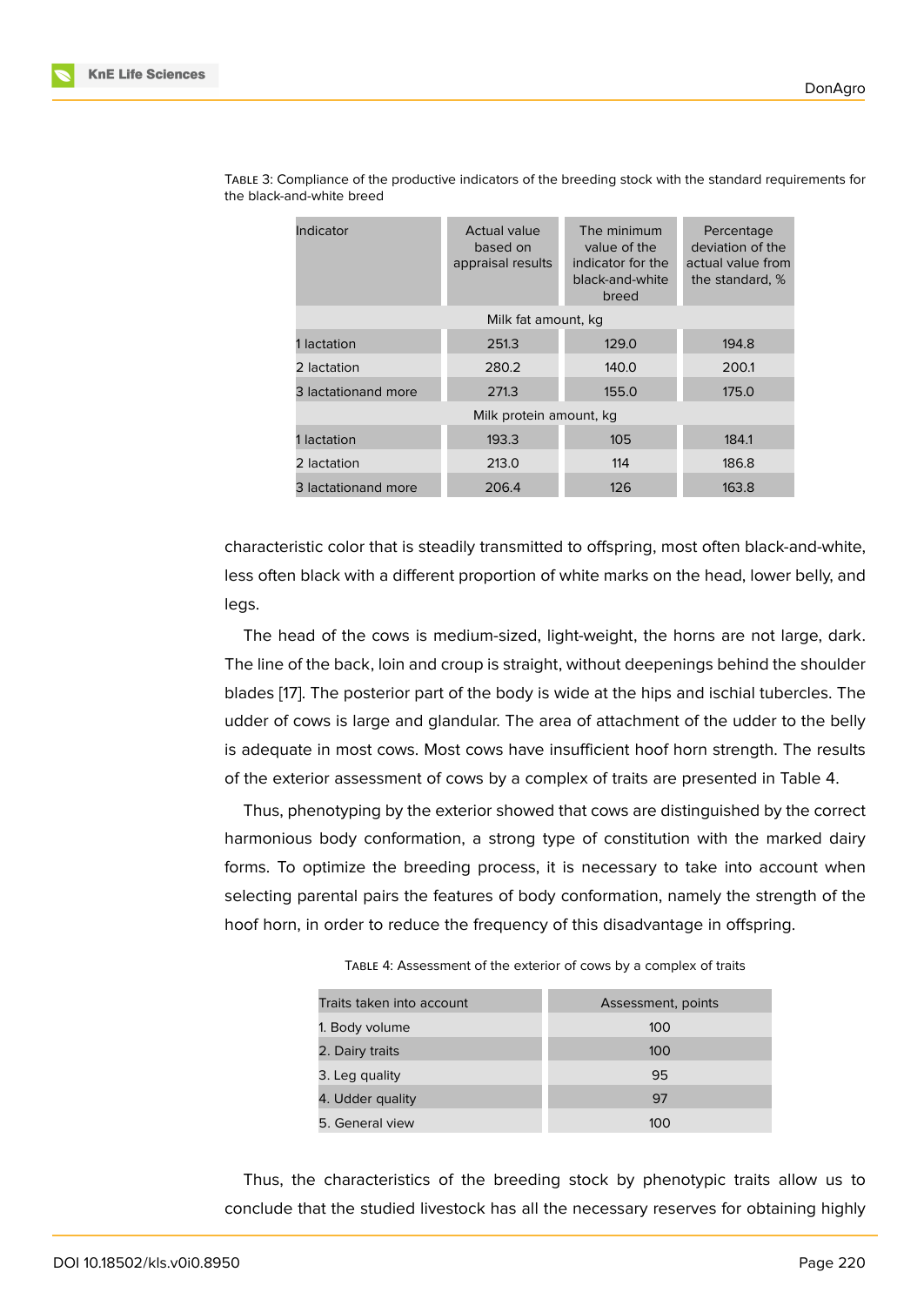Table 3: Compliance of the productive indicators of the breeding stock with the standard requirements for the black-and-white breed

| Indicator | Actual value based on appraisal results | The minimum value of the indicator for the black-and-white breed | Percentage deviation of the actual value from the standard, % |
|---|---|---|---|
| Milk fat amount, kg | | | |
| 1 lactation | 251.3 | 129.0 | 194.8 |
| 2 lactation | 280.2 | 140.0 | 200.1 |
| 3 lactationand more | 271.3 | 155.0 | 175.0 |
| Milk protein amount, kg | | | |
| 1 lactation | 193.3 | 105 | 184.1 |
| 2 lactation | 213.0 | 114 | 186.8 |
| 3 lactationand more | 206.4 | 126 | 163.8 |

characteristic color that is steadily transmitted to offspring, most often black-and-white, less often black with a different proportion of white marks on the head, lower belly, and legs.

The head of the cows is medium-sized, light-weight, the horns are not large, dark. The line of the back, loin and croup is straight, without deepenings behind the shoulder blades [17]. The posterior part of the body is wide at the hips and ischial tubercles. The udder of cows is large and glandular. The area of attachment of the udder to the belly is adequate in most cows. Most cows have insufficient hoof horn strength. The results of the exterior assessment of cows by a complex of traits are presented in Table 4.

Thus, phenotyping by the exterior showed that cows are distinguished by the correct harmonious body conformation, a strong type of constitution with the marked dairy forms. To optimize the breeding process, it is necessary to take into account when selecting parental pairs the features of body conformation, namely the strength of the hoof horn, in order to reduce the frequency of this disadvantage in offspring.

Table 4: Assessment of the exterior of cows by a complex of traits

| Traits taken into account | Assessment, points |
|---|---|
| 1. Body volume | 100 |
| 2. Dairy traits | 100 |
| 3. Leg quality | 95 |
| 4. Udder quality | 97 |
| 5. General view | 100 |

Thus, the characteristics of the breeding stock by phenotypic traits allow us to conclude that the studied livestock has all the necessary reserves for obtaining highly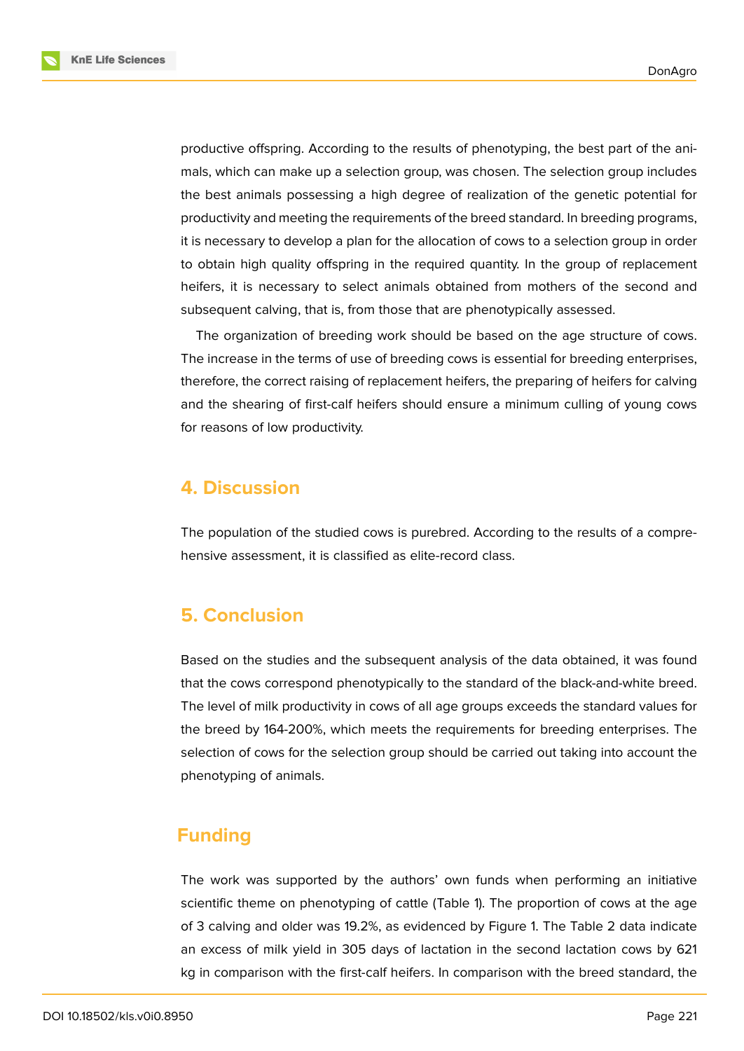productive offspring. According to the results of phenotyping, the best part of the animals, which can make up a selection group, was chosen. The selection group includes the best animals possessing a high degree of realization of the genetic potential for productivity and meeting the requirements of the breed standard. In breeding programs, it is necessary to develop a plan for the allocation of cows to a selection group in order to obtain high quality offspring in the required quantity. In the group of replacement heifers, it is necessary to select animals obtained from mothers of the second and subsequent calving, that is, from those that are phenotypically assessed.

The organization of breeding work should be based on the age structure of cows. The increase in the terms of use of breeding cows is essential for breeding enterprises, therefore, the correct raising of replacement heifers, the preparing of heifers for calving and the shearing of first-calf heifers should ensure a minimum culling of young cows for reasons of low productivity.

## 4. Discussion

The population of the studied cows is purebred. According to the results of a comprehensive assessment, it is classified as elite-record class.

## 5. Conclusion

Based on the studies and the subsequent analysis of the data obtained, it was found that the cows correspond phenotypically to the standard of the black-and-white breed. The level of milk productivity in cows of all age groups exceeds the standard values for the breed by 164-200%, which meets the requirements for breeding enterprises. The selection of cows for the selection group should be carried out taking into account the phenotyping of animals.

## Funding

The work was supported by the authors' own funds when performing an initiative scientific theme on phenotyping of cattle (Table 1). The proportion of cows at the age of 3 calving and older was 19.2%, as evidenced by Figure 1. The Table 2 data indicate an excess of milk yield in 305 days of lactation in the second lactation cows by 621 kg in comparison with the first-calf heifers. In comparison with the breed standard, the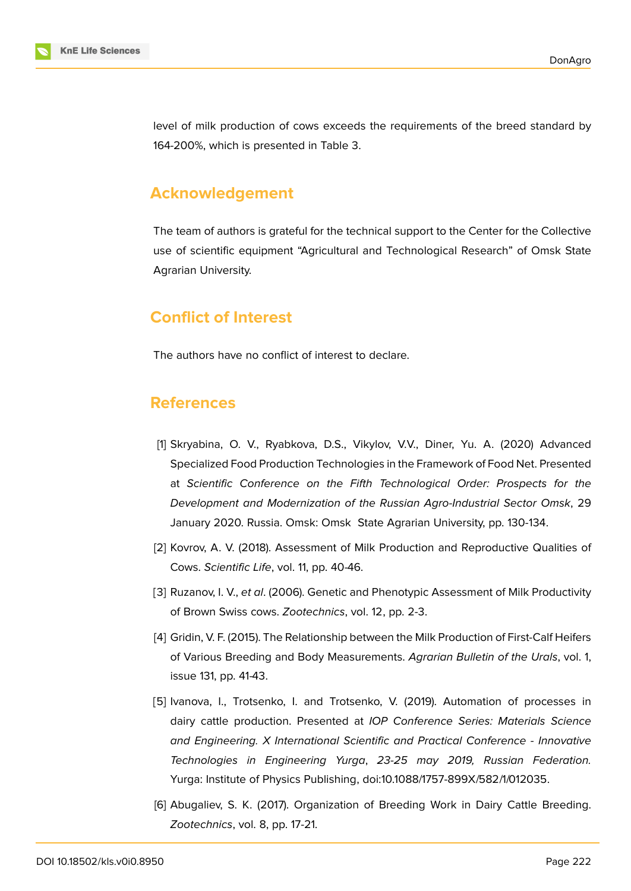level of milk production of cows exceeds the requirements of the breed standard by 164-200%, which is presented in Table 3.

## Acknowledgement

The team of authors is grateful for the technical support to the Center for the Collective use of scientific equipment "Agricultural and Technological Research" of Omsk State Agrarian University.

## Conflict of Interest

The authors have no conflict of interest to declare.

## References

[1] Skryabina, O. V., Ryabkova, D.S., Vikylov, V.V., Diner, Yu. A. (2020) Advanced Specialized Food Production Technologies in the Framework of Food Net. Presented at *Scientific Conference on the Fifth Technological Order: Prospects for the Development and Modernization of the Russian Agro-Industrial Sector Omsk*, 29 January 2020. Russia. Omsk: Omsk State Agrarian University, pp. 130-134.

[2] Kovrov, A. V. (2018). Assessment of Milk Production and Reproductive Qualities of Cows. *Scientific Life*, vol. 11, pp. 40-46.

[3] Ruzanov, I. V., *et al*. (2006). Genetic and Phenotypic Assessment of Milk Productivity of Brown Swiss cows. *Zootechnics*, vol. 12, pp. 2-3.

[4] Gridin, V. F. (2015). The Relationship between the Milk Production of First-Calf Heifers of Various Breeding and Body Measurements. *Agrarian Bulletin of the Urals*, vol. 1, issue 131, pp. 41-43.

[5] Ivanova, I., Trotsenko, I. and Trotsenko, V. (2019). Automation of processes in dairy cattle production. Presented at *IOP Conference Series: Materials Science and Engineering. X International Scientific and Practical Conference - Innovative Technologies in Engineering Yurga*, *23-25 may 2019, Russian Federation.* Yurga: Institute of Physics Publishing, doi:10.1088/1757-899X/582/1/012035.

[6] Abugaliev, S. K. (2017). Organization of Breeding Work in Dairy Cattle Breeding. *Zootechnics*, vol. 8, pp. 17-21.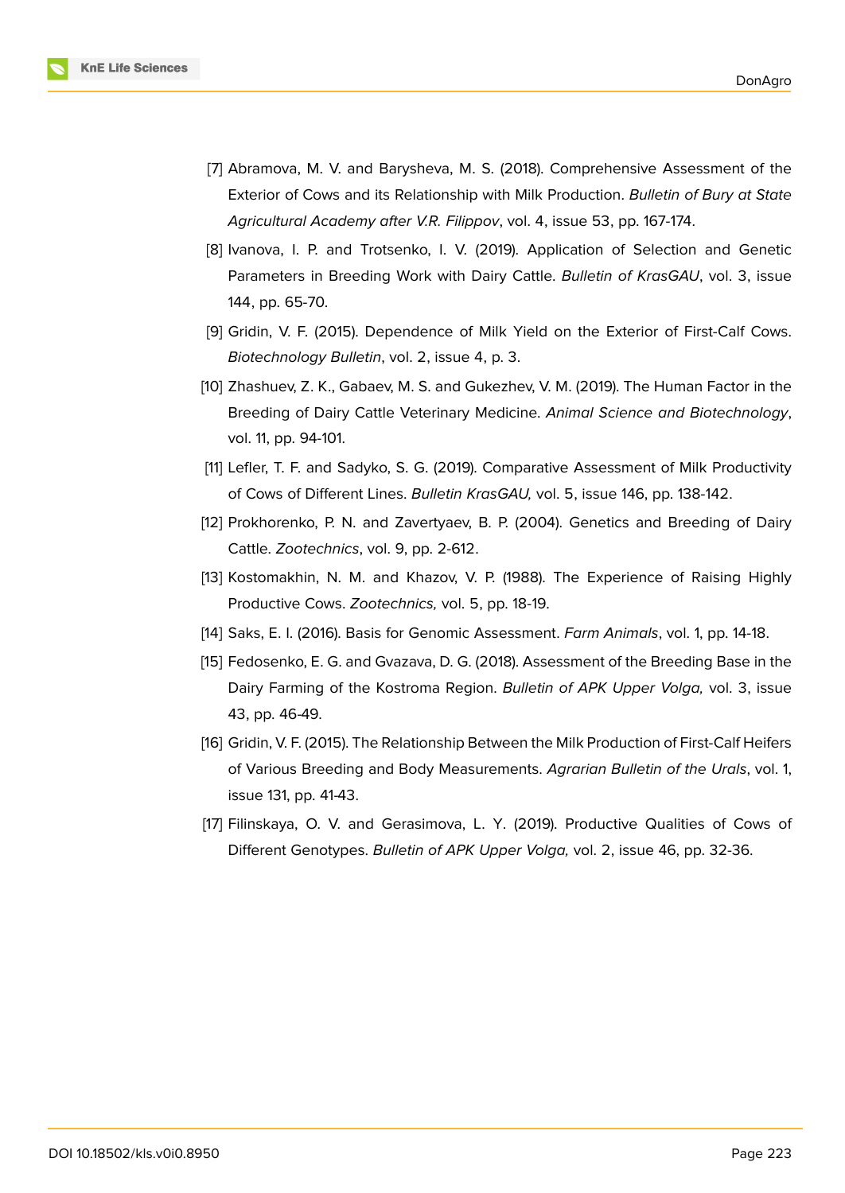[7] Abramova, M. V. and Barysheva, M. S. (2018). Comprehensive Assessment of the Exterior of Cows and its Relationship with Milk Production. *Bulletin of Bury at State Agricultural Academy after V.R. Filippov*, vol. 4, issue 53, pp. 167-174.

[8] Ivanova, I. P. and Trotsenko, I. V. (2019). Application of Selection and Genetic Parameters in Breeding Work with Dairy Cattle. *Bulletin of KrasGAU*, vol. 3, issue 144, pp. 65-70.

[9] Gridin, V. F. (2015). Dependence of Milk Yield on the Exterior of First-Calf Cows. *Biotechnology Bulletin*, vol. 2, issue 4, p. 3.

[10] Zhashuev, Z. K., Gabaev, M. S. and Gukezhev, V. M. (2019). The Human Factor in the Breeding of Dairy Cattle Veterinary Medicine. *Animal Science and Biotechnology*, vol. 11, pp. 94-101.

[11] Lefler, T. F. and Sadyko, S. G. (2019). Comparative Assessment of Milk Productivity of Cows of Different Lines. *Bulletin KrasGAU,* vol. 5, issue 146, pp. 138-142.

[12] Prokhorenko, P. N. and Zavertyaev, B. P. (2004). Genetics and Breeding of Dairy Cattle. *Zootechnics*, vol. 9, pp. 2-612.

[13] Kostomakhin, N. M. and Khazov, V. P. (1988). The Experience of Raising Highly Productive Cows. *Zootechnics,* vol. 5, pp. 18-19.

[14] Saks, E. I. (2016). Basis for Genomic Assessment. *Farm Animals*, vol. 1, pp. 14-18.

[15] Fedosenko, E. G. and Gvazava, D. G. (2018). Assessment of the Breeding Base in the Dairy Farming of the Kostroma Region. *Bulletin of APK Upper Volga,* vol. 3, issue 43, pp. 46-49.

[16] Gridin, V. F. (2015). The Relationship Between the Milk Production of First-Calf Heifers of Various Breeding and Body Measurements. *Agrarian Bulletin of the Urals*, vol. 1, issue 131, pp. 41-43.

[17] Filinskaya, O. V. and Gerasimova, L. Y. (2019). Productive Qualities of Cows of Different Genotypes. *Bulletin of APK Upper Volga,* vol. 2, issue 46, pp. 32-36.